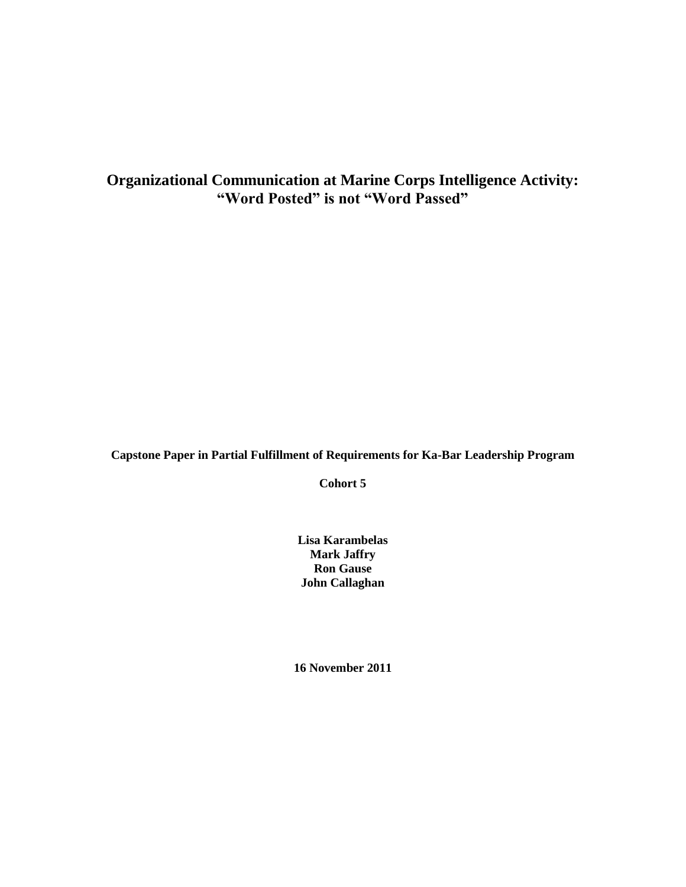# Organizational Communication at Marine Corps Intelligence Activity: "Word Posted" is not "Word Passed"

**Capstone Paper in Partial Fulfillment of Requirements for Ka-Bar Leadership Program**

**Cohort 5**

**Lisa Karambelas**
**Mark Jaffry**
**Ron Gause**
**John Callaghan**

**16 November 2011**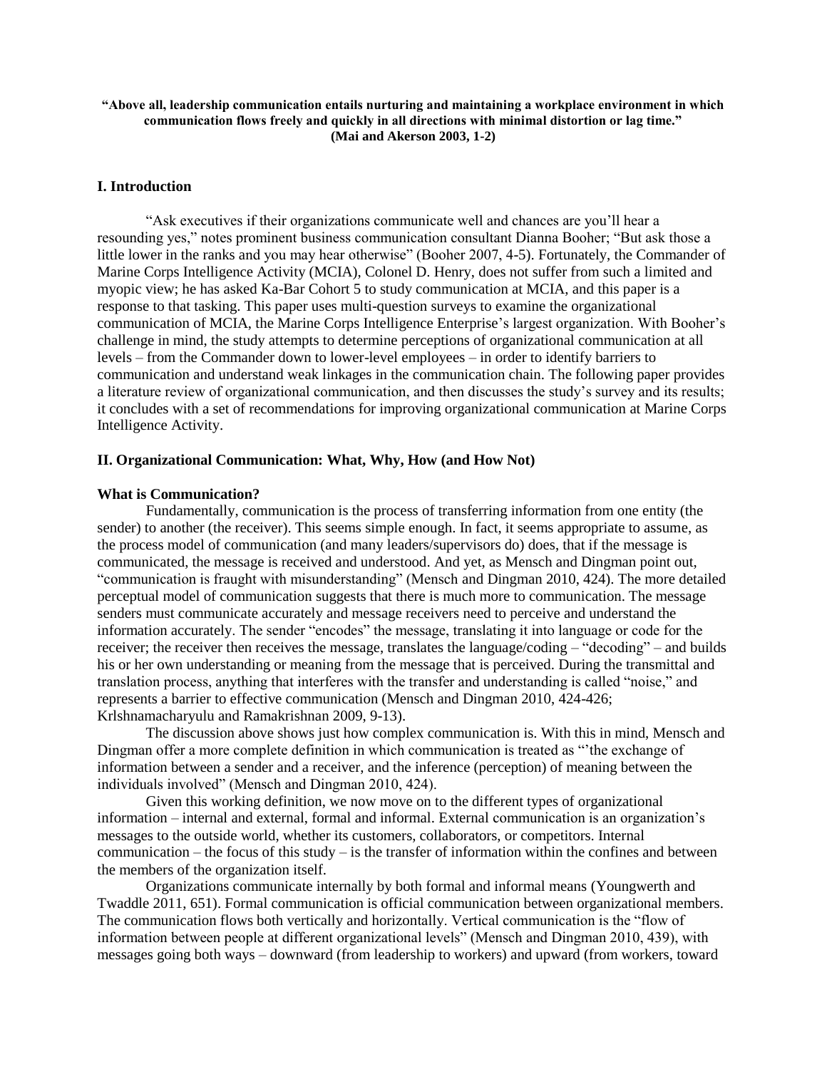**"Above all, leadership communication entails nurturing and maintaining a workplace environment in which communication flows freely and quickly in all directions with minimal distortion or lag time." (Mai and Akerson 2003, 1-2)**

## I. Introduction

"Ask executives if their organizations communicate well and chances are you'll hear a resounding yes," notes prominent business communication consultant Dianna Booher; "But ask those a little lower in the ranks and you may hear otherwise" (Booher 2007, 4-5). Fortunately, the Commander of Marine Corps Intelligence Activity (MCIA), Colonel D. Henry, does not suffer from such a limited and myopic view; he has asked Ka-Bar Cohort 5 to study communication at MCIA, and this paper is a response to that tasking. This paper uses multi-question surveys to examine the organizational communication of MCIA, the Marine Corps Intelligence Enterprise's largest organization. With Booher's challenge in mind, the study attempts to determine perceptions of organizational communication at all levels – from the Commander down to lower-level employees – in order to identify barriers to communication and understand weak linkages in the communication chain. The following paper provides a literature review of organizational communication, and then discusses the study's survey and its results; it concludes with a set of recommendations for improving organizational communication at Marine Corps Intelligence Activity.

## II. Organizational Communication: What, Why, How (and How Not)

### What is Communication?

Fundamentally, communication is the process of transferring information from one entity (the sender) to another (the receiver). This seems simple enough. In fact, it seems appropriate to assume, as the process model of communication (and many leaders/supervisors do) does, that if the message is communicated, the message is received and understood. And yet, as Mensch and Dingman point out, "communication is fraught with misunderstanding" (Mensch and Dingman 2010, 424). The more detailed perceptual model of communication suggests that there is much more to communication. The message senders must communicate accurately and message receivers need to perceive and understand the information accurately. The sender "encodes" the message, translating it into language or code for the receiver; the receiver then receives the message, translates the language/coding – "decoding" – and builds his or her own understanding or meaning from the message that is perceived. During the transmittal and translation process, anything that interferes with the transfer and understanding is called "noise," and represents a barrier to effective communication (Mensch and Dingman 2010, 424-426; Krlshnamacharyulu and Ramakrishnan 2009, 9-13).

The discussion above shows just how complex communication is. With this in mind, Mensch and Dingman offer a more complete definition in which communication is treated as "'the exchange of information between a sender and a receiver, and the inference (perception) of meaning between the individuals involved" (Mensch and Dingman 2010, 424).

Given this working definition, we now move on to the different types of organizational information – internal and external, formal and informal. External communication is an organization's messages to the outside world, whether its customers, collaborators, or competitors. Internal communication – the focus of this study – is the transfer of information within the confines and between the members of the organization itself.

Organizations communicate internally by both formal and informal means (Youngwerth and Twaddle 2011, 651). Formal communication is official communication between organizational members. The communication flows both vertically and horizontally. Vertical communication is the "flow of information between people at different organizational levels" (Mensch and Dingman 2010, 439), with messages going both ways – downward (from leadership to workers) and upward (from workers, toward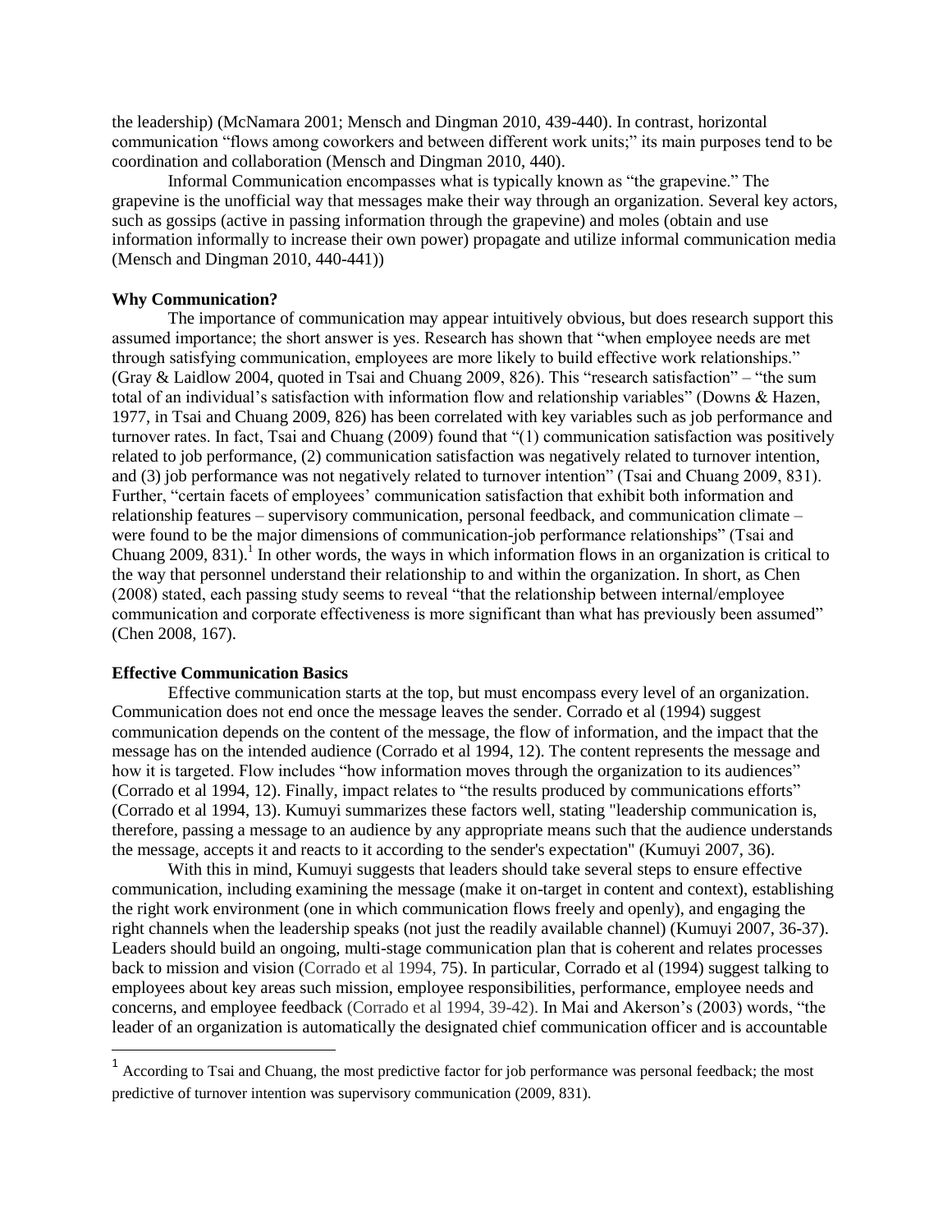the leadership) (McNamara 2001; Mensch and Dingman 2010, 439-440). In contrast, horizontal communication "flows among coworkers and between different work units;" its main purposes tend to be coordination and collaboration (Mensch and Dingman 2010, 440).

Informal Communication encompasses what is typically known as "the grapevine." The grapevine is the unofficial way that messages make their way through an organization. Several key actors, such as gossips (active in passing information through the grapevine) and moles (obtain and use information informally to increase their own power) propagate and utilize informal communication media (Mensch and Dingman 2010, 440-441))

**Why Communication?**

The importance of communication may appear intuitively obvious, but does research support this assumed importance; the short answer is yes. Research has shown that "when employee needs are met through satisfying communication, employees are more likely to build effective work relationships." (Gray & Laidlow 2004, quoted in Tsai and Chuang 2009, 826). This "research satisfaction" – "the sum total of an individual's satisfaction with information flow and relationship variables" (Downs & Hazen, 1977, in Tsai and Chuang 2009, 826) has been correlated with key variables such as job performance and turnover rates. In fact, Tsai and Chuang (2009) found that "(1) communication satisfaction was positively related to job performance, (2) communication satisfaction was negatively related to turnover intention, and (3) job performance was not negatively related to turnover intention" (Tsai and Chuang 2009, 831). Further, "certain facets of employees' communication satisfaction that exhibit both information and relationship features – supervisory communication, personal feedback, and communication climate – were found to be the major dimensions of communication-job performance relationships" (Tsai and Chuang 2009, 831).[1] In other words, the ways in which information flows in an organization is critical to the way that personnel understand their relationship to and within the organization. In short, as Chen (2008) stated, each passing study seems to reveal "that the relationship between internal/employee communication and corporate effectiveness is more significant than what has previously been assumed" (Chen 2008, 167).

**Effective Communication Basics**

Effective communication starts at the top, but must encompass every level of an organization. Communication does not end once the message leaves the sender. Corrado et al (1994) suggest communication depends on the content of the message, the flow of information, and the impact that the message has on the intended audience (Corrado et al 1994, 12). The content represents the message and how it is targeted. Flow includes "how information moves through the organization to its audiences" (Corrado et al 1994, 12). Finally, impact relates to "the results produced by communications efforts" (Corrado et al 1994, 13). Kumuyi summarizes these factors well, stating "leadership communication is, therefore, passing a message to an audience by any appropriate means such that the audience understands the message, accepts it and reacts to it according to the sender's expectation" (Kumuyi 2007, 36).

With this in mind, Kumuyi suggests that leaders should take several steps to ensure effective communication, including examining the message (make it on-target in content and context), establishing the right work environment (one in which communication flows freely and openly), and engaging the right channels when the leadership speaks (not just the readily available channel) (Kumuyi 2007, 36-37). Leaders should build an ongoing, multi-stage communication plan that is coherent and relates processes back to mission and vision (Corrado et al 1994, 75). In particular, Corrado et al (1994) suggest talking to employees about key areas such mission, employee responsibilities, performance, employee needs and concerns, and employee feedback (Corrado et al 1994, 39-42). In Mai and Akerson's (2003) words, "the leader of an organization is automatically the designated chief communication officer and is accountable

---

[1] According to Tsai and Chuang, the most predictive factor for job performance was personal feedback; the most predictive of turnover intention was supervisory communication (2009, 831).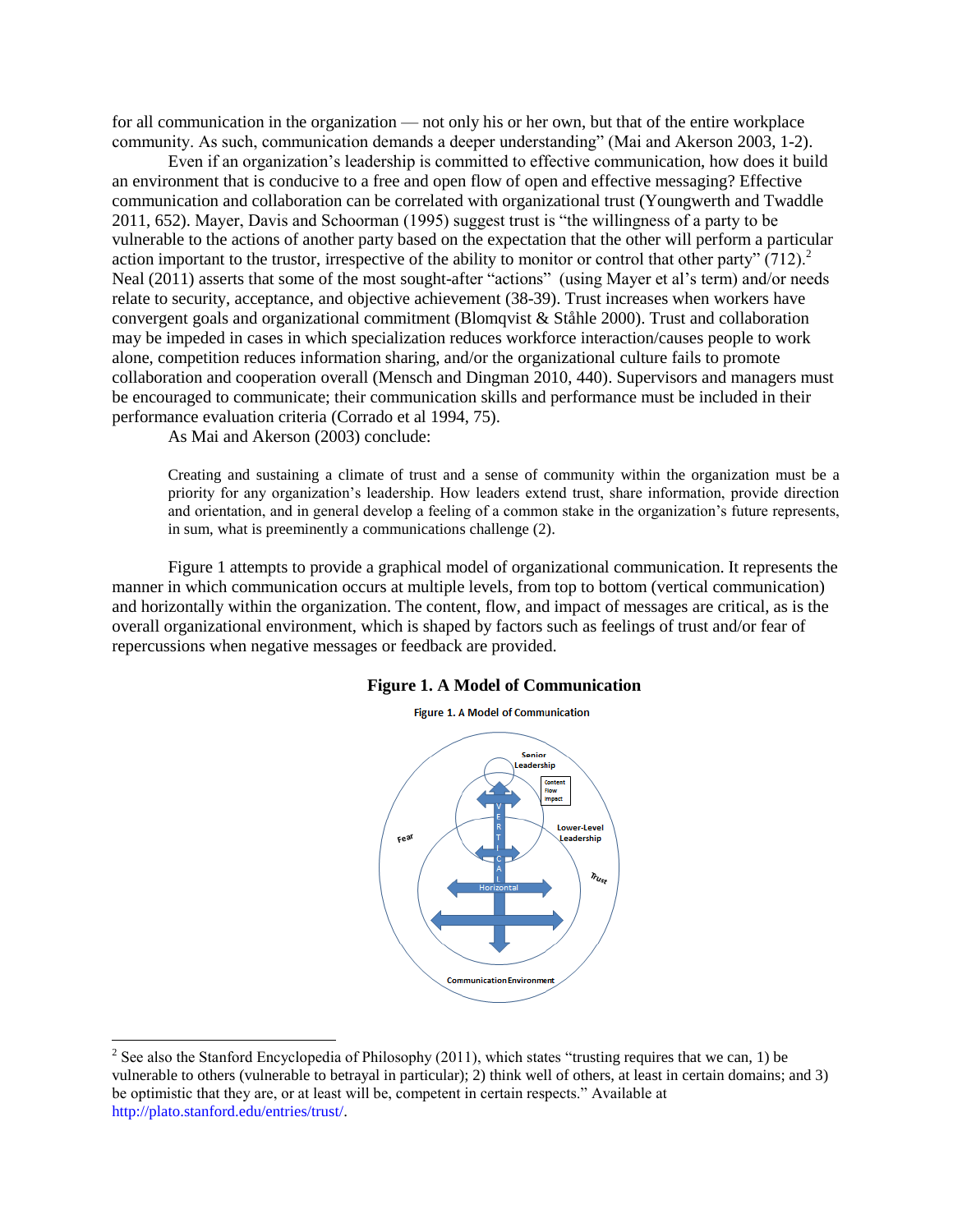for all communication in the organization — not only his or her own, but that of the entire workplace community. As such, communication demands a deeper understanding" (Mai and Akerson 2003, 1-2).

Even if an organization's leadership is committed to effective communication, how does it build an environment that is conducive to a free and open flow of open and effective messaging? Effective communication and collaboration can be correlated with organizational trust (Youngwerth and Twaddle 2011, 652). Mayer, Davis and Schoorman (1995) suggest trust is "the willingness of a party to be vulnerable to the actions of another party based on the expectation that the other will perform a particular action important to the trustor, irrespective of the ability to monitor or control that other party" (712).[2] Neal (2011) asserts that some of the most sought-after "actions" (using Mayer et al's term) and/or needs relate to security, acceptance, and objective achievement (38-39). Trust increases when workers have convergent goals and organizational commitment (Blomqvist & Ståhle 2000). Trust and collaboration may be impeded in cases in which specialization reduces workforce interaction/causes people to work alone, competition reduces information sharing, and/or the organizational culture fails to promote collaboration and cooperation overall (Mensch and Dingman 2010, 440). Supervisors and managers must be encouraged to communicate; their communication skills and performance must be included in their performance evaluation criteria (Corrado et al 1994, 75).

As Mai and Akerson (2003) conclude:

> Creating and sustaining a climate of trust and a sense of community within the organization must be a priority for any organization's leadership. How leaders extend trust, share information, provide direction and orientation, and in general develop a feeling of a common stake in the organization's future represents, in sum, what is preeminently a communications challenge (2).

Figure 1 attempts to provide a graphical model of organizational communication. It represents the manner in which communication occurs at multiple levels, from top to bottom (vertical communication) and horizontally within the organization. The content, flow, and impact of messages are critical, as is the overall organizational environment, which is shaped by factors such as feelings of trust and/or fear of repercussions when negative messages or feedback are provided.

**Figure 1. A Model of Communication**

[2] See also the Stanford Encyclopedia of Philosophy (2011), which states "trusting requires that we can, 1) be vulnerable to others (vulnerable to betrayal in particular); 2) think well of others, at least in certain domains; and 3) be optimistic that they are, or at least will be, competent in certain respects." Available at http://plato.stanford.edu/entries/trust/.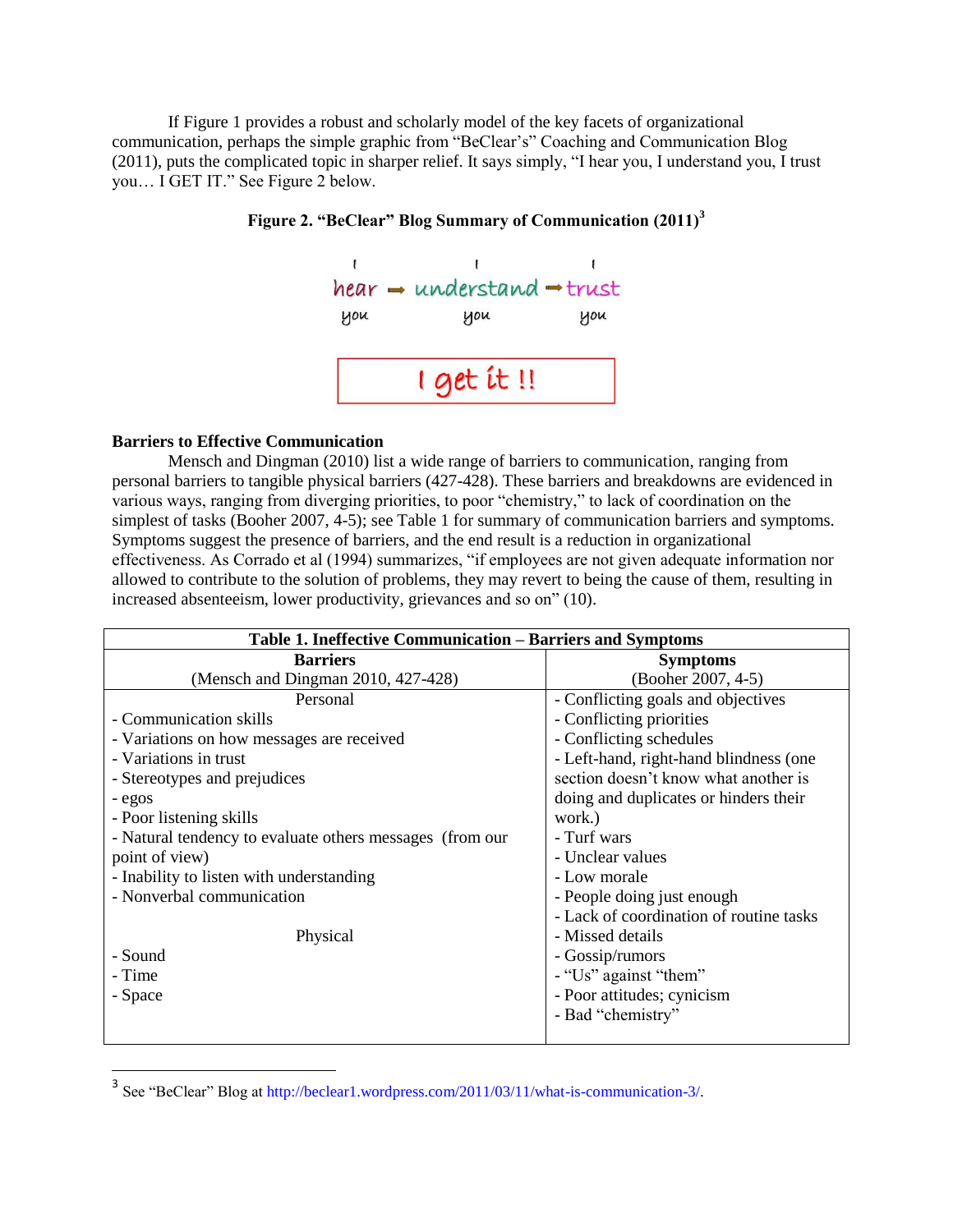If Figure 1 provides a robust and scholarly model of the key facets of organizational communication, perhaps the simple graphic from "BeClear's" Coaching and Communication Blog (2011), puts the complicated topic in sharper relief. It says simply, "I hear you, I understand you, I trust you… I GET IT." See Figure 2 below.

**Figure 2. "BeClear" Blog Summary of Communication (2011)[3]**

I hear you → I understand you → I trust you

I get it !!

### Barriers to Effective Communication

Mensch and Dingman (2010) list a wide range of barriers to communication, ranging from personal barriers to tangible physical barriers (427-428). These barriers and breakdowns are evidenced in various ways, ranging from diverging priorities, to poor "chemistry," to lack of coordination on the simplest of tasks (Booher 2007, 4-5); see Table 1 for summary of communication barriers and symptoms. Symptoms suggest the presence of barriers, and the end result is a reduction in organizational effectiveness. As Corrado et al (1994) summarizes, "if employees are not given adequate information nor allowed to contribute to the solution of problems, they may revert to being the cause of them, resulting in increased absenteeism, lower productivity, grievances and so on" (10).

**Table 1. Ineffective Communication – Barriers and Symptoms**

| Barriers (Mensch and Dingman 2010, 427-428) | Symptoms (Booher 2007, 4-5) |
|---|---|
| Personal | - Conflicting goals and objectives |
| - Communication skills | - Conflicting priorities |
| - Variations on how messages are received | - Conflicting schedules |
| - Variations in trust | - Left-hand, right-hand blindness (one section doesn't know what another is doing and duplicates or hinders their work.) |
| - Stereotypes and prejudices | - Turf wars |
| - egos | - Unclear values |
| - Poor listening skills | - Low morale |
| - Natural tendency to evaluate others messages (from our point of view) | - People doing just enough |
| - Inability to listen with understanding | - Lack of coordination of routine tasks |
| - Nonverbal communication | - Missed details |
| Physical | - Gossip/rumors |
| - Sound | - "Us" against "them" |
| - Time | - Poor attitudes; cynicism |
| - Space | - Bad "chemistry" |

[3] See "BeClear" Blog at http://beclear1.wordpress.com/2011/03/11/what-is-communication-3/.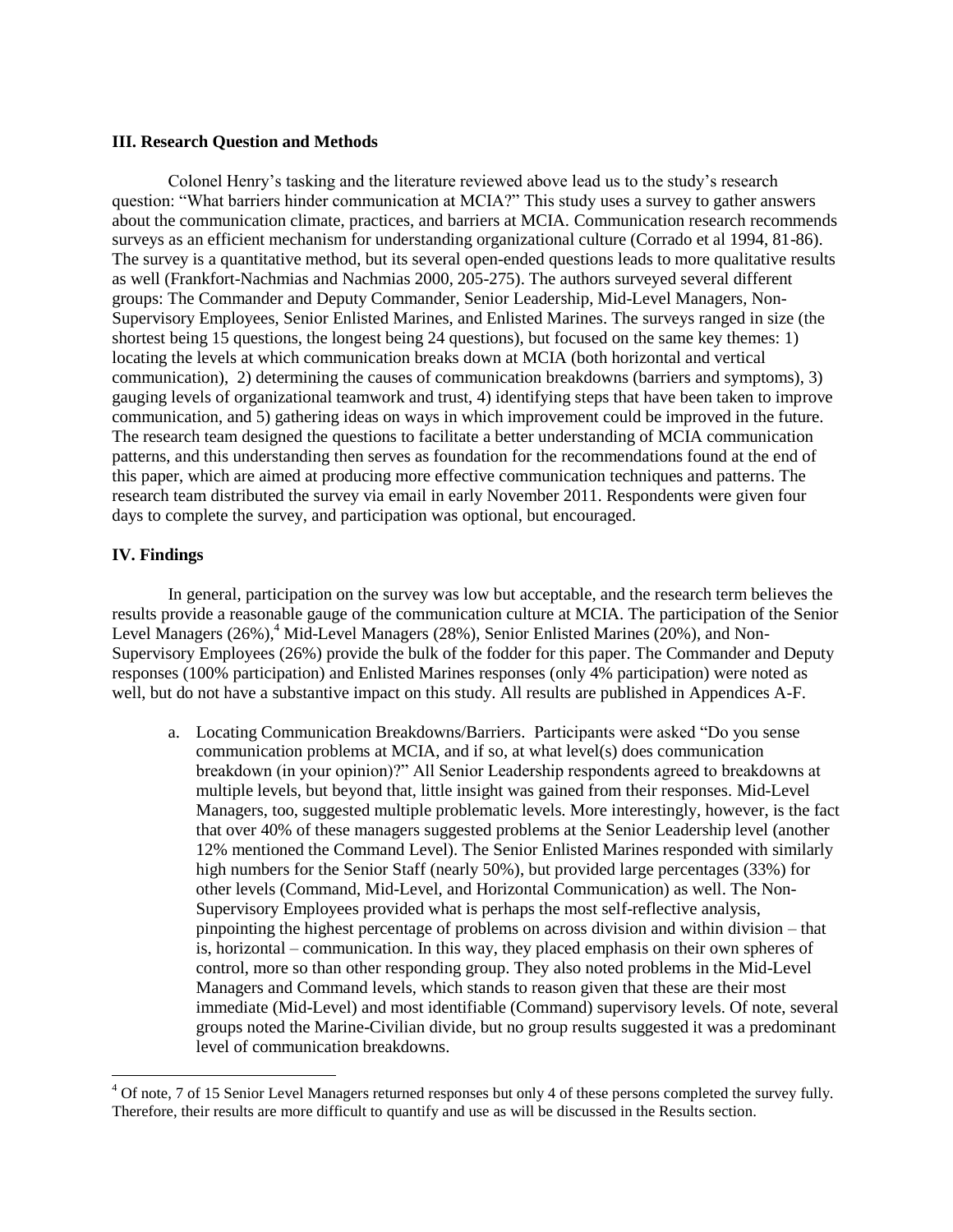### III. Research Question and Methods

Colonel Henry's tasking and the literature reviewed above lead us to the study's research question: "What barriers hinder communication at MCIA?" This study uses a survey to gather answers about the communication climate, practices, and barriers at MCIA. Communication research recommends surveys as an efficient mechanism for understanding organizational culture (Corrado et al 1994, 81-86). The survey is a quantitative method, but its several open-ended questions leads to more qualitative results as well (Frankfort-Nachmias and Nachmias 2000, 205-275). The authors surveyed several different groups: The Commander and Deputy Commander, Senior Leadership, Mid-Level Managers, Non-Supervisory Employees, Senior Enlisted Marines, and Enlisted Marines. The surveys ranged in size (the shortest being 15 questions, the longest being 24 questions), but focused on the same key themes: 1) locating the levels at which communication breaks down at MCIA (both horizontal and vertical communication), 2) determining the causes of communication breakdowns (barriers and symptoms), 3) gauging levels of organizational teamwork and trust, 4) identifying steps that have been taken to improve communication, and 5) gathering ideas on ways in which improvement could be improved in the future. The research team designed the questions to facilitate a better understanding of MCIA communication patterns, and this understanding then serves as foundation for the recommendations found at the end of this paper, which are aimed at producing more effective communication techniques and patterns. The research team distributed the survey via email in early November 2011. Respondents were given four days to complete the survey, and participation was optional, but encouraged.

### IV. Findings

In general, participation on the survey was low but acceptable, and the research term believes the results provide a reasonable gauge of the communication culture at MCIA. The participation of the Senior Level Managers (26%),[4] Mid-Level Managers (28%), Senior Enlisted Marines (20%), and Non-Supervisory Employees (26%) provide the bulk of the fodder for this paper. The Commander and Deputy responses (100% participation) and Enlisted Marines responses (only 4% participation) were noted as well, but do not have a substantive impact on this study. All results are published in Appendices A-F.

a. Locating Communication Breakdowns/Barriers. Participants were asked "Do you sense communication problems at MCIA, and if so, at what level(s) does communication breakdown (in your opinion)?" All Senior Leadership respondents agreed to breakdowns at multiple levels, but beyond that, little insight was gained from their responses. Mid-Level Managers, too, suggested multiple problematic levels. More interestingly, however, is the fact that over 40% of these managers suggested problems at the Senior Leadership level (another 12% mentioned the Command Level). The Senior Enlisted Marines responded with similarly high numbers for the Senior Staff (nearly 50%), but provided large percentages (33%) for other levels (Command, Mid-Level, and Horizontal Communication) as well. The Non-Supervisory Employees provided what is perhaps the most self-reflective analysis, pinpointing the highest percentage of problems on across division and within division – that is, horizontal – communication. In this way, they placed emphasis on their own spheres of control, more so than other responding group. They also noted problems in the Mid-Level Managers and Command levels, which stands to reason given that these are their most immediate (Mid-Level) and most identifiable (Command) supervisory levels. Of note, several groups noted the Marine-Civilian divide, but no group results suggested it was a predominant level of communication breakdowns.

[4] Of note, 7 of 15 Senior Level Managers returned responses but only 4 of these persons completed the survey fully. Therefore, their results are more difficult to quantify and use as will be discussed in the Results section.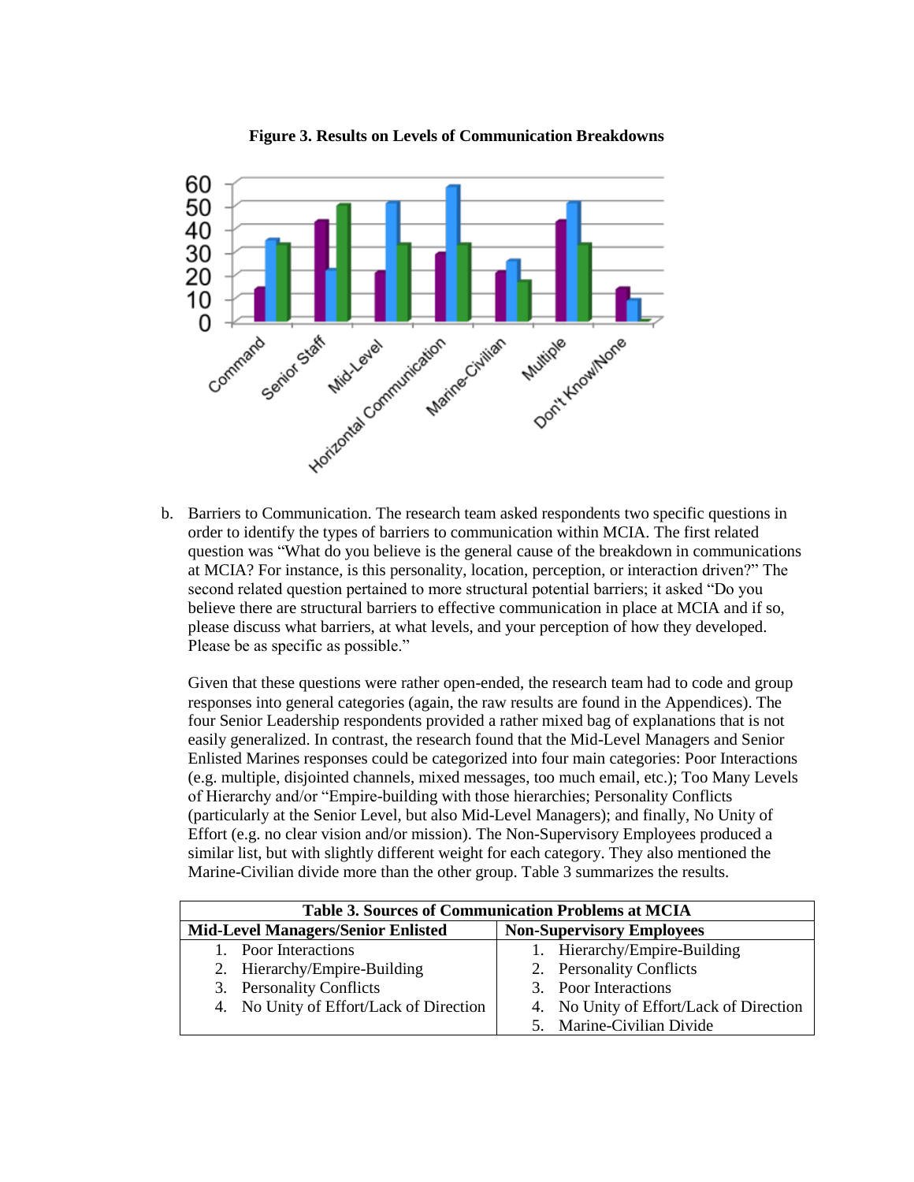**Figure 3. Results on Levels of Communication Breakdowns**

b. Barriers to Communication. The research team asked respondents two specific questions in order to identify the types of barriers to communication within MCIA. The first related question was "What do you believe is the general cause of the breakdown in communications at MCIA? For instance, is this personality, location, perception, or interaction driven?" The second related question pertained to more structural potential barriers; it asked "Do you believe there are structural barriers to effective communication in place at MCIA and if so, please discuss what barriers, at what levels, and your perception of how they developed. Please be as specific as possible."

Given that these questions were rather open-ended, the research team had to code and group responses into general categories (again, the raw results are found in the Appendices). The four Senior Leadership respondents provided a rather mixed bag of explanations that is not easily generalized. In contrast, the research found that the Mid-Level Managers and Senior Enlisted Marines responses could be categorized into four main categories: Poor Interactions (e.g. multiple, disjointed channels, mixed messages, too much email, etc.); Too Many Levels of Hierarchy and/or "Empire-building with those hierarchies; Personality Conflicts (particularly at the Senior Level, but also Mid-Level Managers); and finally, No Unity of Effort (e.g. no clear vision and/or mission). The Non-Supervisory Employees produced a similar list, but with slightly different weight for each category. They also mentioned the Marine-Civilian divide more than the other group. Table 3 summarizes the results.

**Table 3. Sources of Communication Problems at MCIA**

| Mid-Level Managers/Senior Enlisted | Non-Supervisory Employees |
|---|---|
| 1. Poor Interactions | 1. Hierarchy/Empire-Building |
| 2. Hierarchy/Empire-Building | 2. Personality Conflicts |
| 3. Personality Conflicts | 3. Poor Interactions |
| 4. No Unity of Effort/Lack of Direction | 4. No Unity of Effort/Lack of Direction |
| | 5. Marine-Civilian Divide |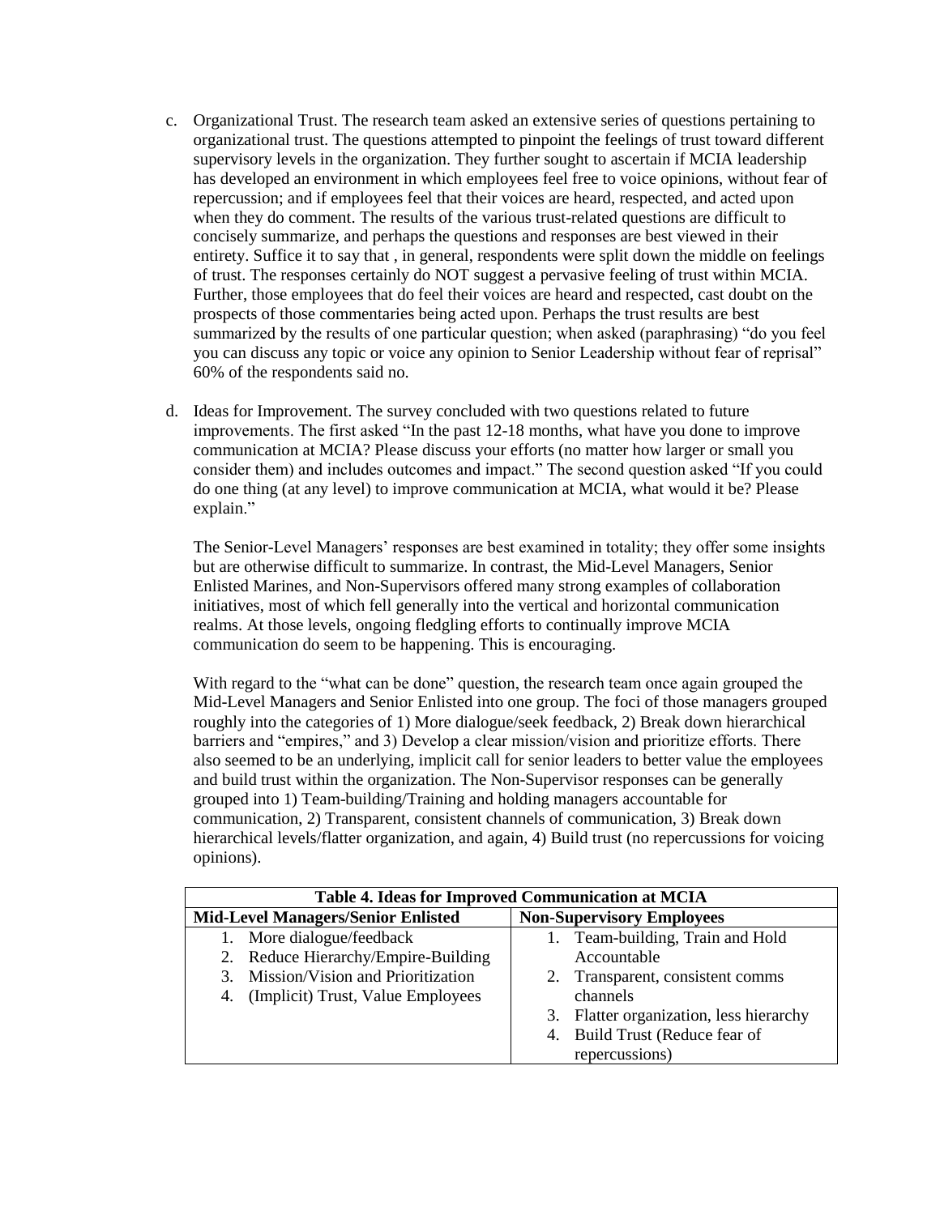c. Organizational Trust. The research team asked an extensive series of questions pertaining to organizational trust. The questions attempted to pinpoint the feelings of trust toward different supervisory levels in the organization. They further sought to ascertain if MCIA leadership has developed an environment in which employees feel free to voice opinions, without fear of repercussion; and if employees feel that their voices are heard, respected, and acted upon when they do comment. The results of the various trust-related questions are difficult to concisely summarize, and perhaps the questions and responses are best viewed in their entirety. Suffice it to say that , in general, respondents were split down the middle on feelings of trust. The responses certainly do NOT suggest a pervasive feeling of trust within MCIA. Further, those employees that do feel their voices are heard and respected, cast doubt on the prospects of those commentaries being acted upon. Perhaps the trust results are best summarized by the results of one particular question; when asked (paraphrasing) "do you feel you can discuss any topic or voice any opinion to Senior Leadership without fear of reprisal" 60% of the respondents said no.

d. Ideas for Improvement. The survey concluded with two questions related to future improvements. The first asked "In the past 12-18 months, what have you done to improve communication at MCIA? Please discuss your efforts (no matter how larger or small you consider them) and includes outcomes and impact." The second question asked "If you could do one thing (at any level) to improve communication at MCIA, what would it be? Please explain."

The Senior-Level Managers' responses are best examined in totality; they offer some insights but are otherwise difficult to summarize. In contrast, the Mid-Level Managers, Senior Enlisted Marines, and Non-Supervisors offered many strong examples of collaboration initiatives, most of which fell generally into the vertical and horizontal communication realms. At those levels, ongoing fledgling efforts to continually improve MCIA communication do seem to be happening. This is encouraging.

With regard to the "what can be done" question, the research team once again grouped the Mid-Level Managers and Senior Enlisted into one group. The foci of those managers grouped roughly into the categories of 1) More dialogue/seek feedback, 2) Break down hierarchical barriers and "empires," and 3) Develop a clear mission/vision and prioritize efforts. There also seemed to be an underlying, implicit call for senior leaders to better value the employees and build trust within the organization. The Non-Supervisor responses can be generally grouped into 1) Team-building/Training and holding managers accountable for communication, 2) Transparent, consistent channels of communication, 3) Break down hierarchical levels/flatter organization, and again, 4) Build trust (no repercussions for voicing opinions).

**Table 4. Ideas for Improved Communication at MCIA**

| Mid-Level Managers/Senior Enlisted | Non-Supervisory Employees |
|---|---|
| 1. More dialogue/feedback | 1. Team-building, Train and Hold Accountable |
| 2. Reduce Hierarchy/Empire-Building | 2. Transparent, consistent comms channels |
| 3. Mission/Vision and Prioritization | 3. Flatter organization, less hierarchy |
| 4. (Implicit) Trust, Value Employees | 4. Build Trust (Reduce fear of repercussions) |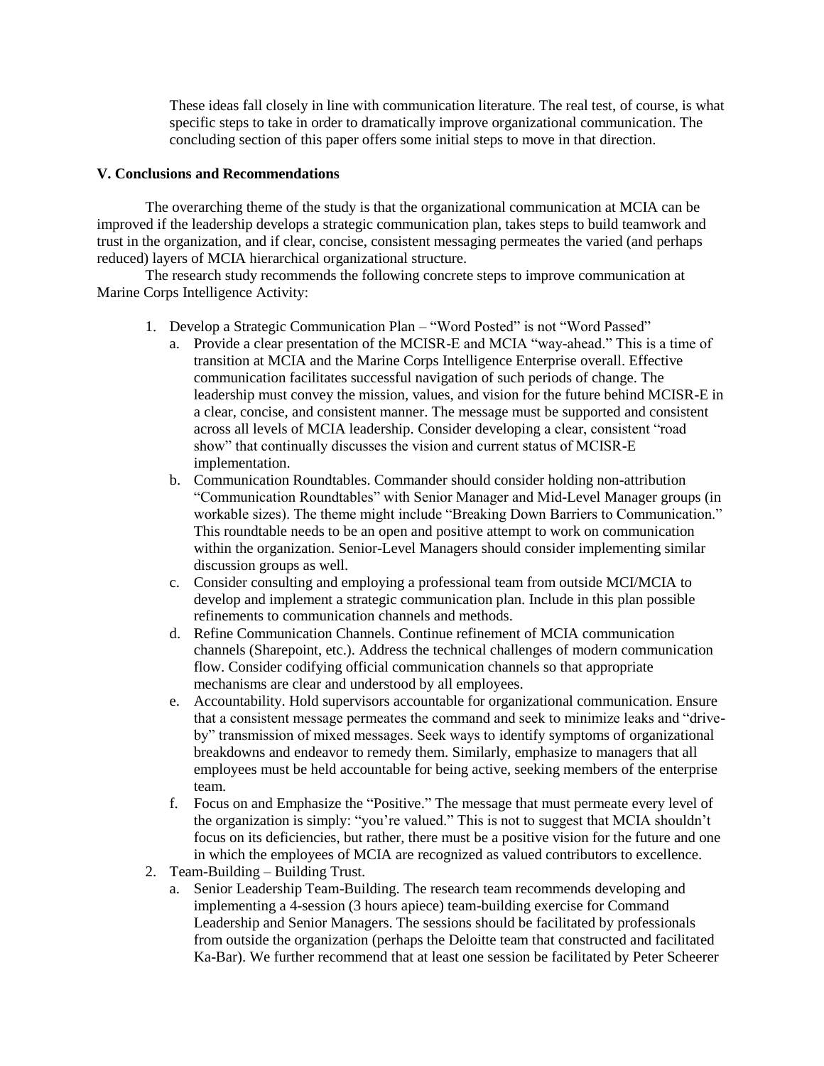These ideas fall closely in line with communication literature. The real test, of course, is what specific steps to take in order to dramatically improve organizational communication. The concluding section of this paper offers some initial steps to move in that direction.

### V. Conclusions and Recommendations

The overarching theme of the study is that the organizational communication at MCIA can be improved if the leadership develops a strategic communication plan, takes steps to build teamwork and trust in the organization, and if clear, concise, consistent messaging permeates the varied (and perhaps reduced) layers of MCIA hierarchical organizational structure.

The research study recommends the following concrete steps to improve communication at Marine Corps Intelligence Activity:

1. Develop a Strategic Communication Plan – "Word Posted" is not "Word Passed"
   a. Provide a clear presentation of the MCISR-E and MCIA "way-ahead." This is a time of transition at MCIA and the Marine Corps Intelligence Enterprise overall. Effective communication facilitates successful navigation of such periods of change. The leadership must convey the mission, values, and vision for the future behind MCISR-E in a clear, concise, and consistent manner. The message must be supported and consistent across all levels of MCIA leadership. Consider developing a clear, consistent "road show" that continually discusses the vision and current status of MCISR-E implementation.
   b. Communication Roundtables. Commander should consider holding non-attribution "Communication Roundtables" with Senior Manager and Mid-Level Manager groups (in workable sizes). The theme might include "Breaking Down Barriers to Communication." This roundtable needs to be an open and positive attempt to work on communication within the organization. Senior-Level Managers should consider implementing similar discussion groups as well.
   c. Consider consulting and employing a professional team from outside MCI/MCIA to develop and implement a strategic communication plan. Include in this plan possible refinements to communication channels and methods.
   d. Refine Communication Channels. Continue refinement of MCIA communication channels (Sharepoint, etc.). Address the technical challenges of modern communication flow. Consider codifying official communication channels so that appropriate mechanisms are clear and understood by all employees.
   e. Accountability. Hold supervisors accountable for organizational communication. Ensure that a consistent message permeates the command and seek to minimize leaks and "drive-by" transmission of mixed messages. Seek ways to identify symptoms of organizational breakdowns and endeavor to remedy them. Similarly, emphasize to managers that all employees must be held accountable for being active, seeking members of the enterprise team.
   f. Focus on and Emphasize the "Positive." The message that must permeate every level of the organization is simply: "you're valued." This is not to suggest that MCIA shouldn't focus on its deficiencies, but rather, there must be a positive vision for the future and one in which the employees of MCIA are recognized as valued contributors to excellence.
2. Team-Building – Building Trust.
   a. Senior Leadership Team-Building. The research team recommends developing and implementing a 4-session (3 hours apiece) team-building exercise for Command Leadership and Senior Managers. The sessions should be facilitated by professionals from outside the organization (perhaps the Deloitte team that constructed and facilitated Ka-Bar). We further recommend that at least one session be facilitated by Peter Scheerer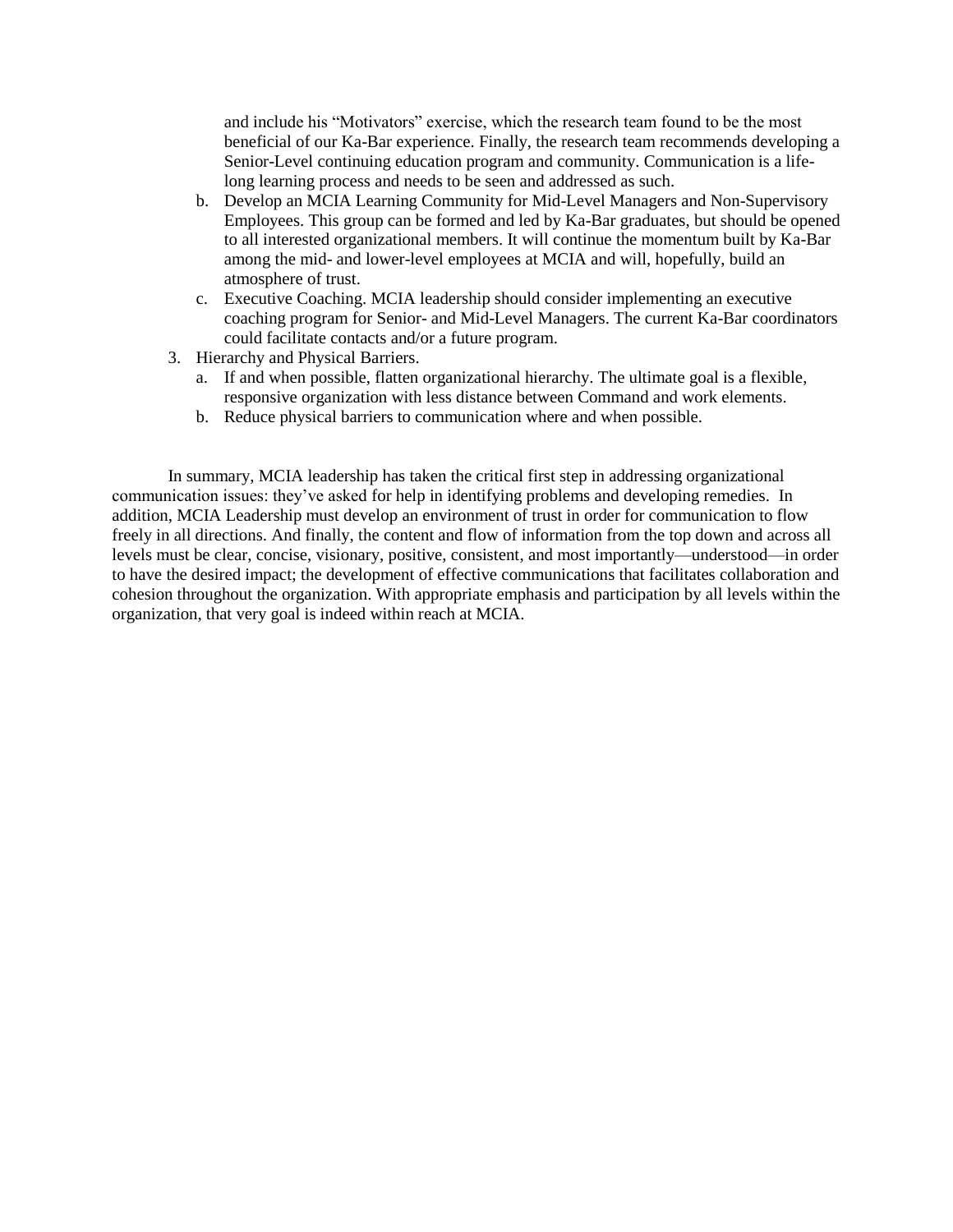and include his "Motivators" exercise, which the research team found to be the most beneficial of our Ka-Bar experience. Finally, the research team recommends developing a Senior-Level continuing education program and community. Communication is a life-long learning process and needs to be seen and addressed as such.

   b. Develop an MCIA Learning Community for Mid-Level Managers and Non-Supervisory Employees. This group can be formed and led by Ka-Bar graduates, but should be opened to all interested organizational members. It will continue the momentum built by Ka-Bar among the mid- and lower-level employees at MCIA and will, hopefully, build an atmosphere of trust.
   c. Executive Coaching. MCIA leadership should consider implementing an executive coaching program for Senior- and Mid-Level Managers. The current Ka-Bar coordinators could facilitate contacts and/or a future program.

3. Hierarchy and Physical Barriers.
   a. If and when possible, flatten organizational hierarchy. The ultimate goal is a flexible, responsive organization with less distance between Command and work elements.
   b. Reduce physical barriers to communication where and when possible.

In summary, MCIA leadership has taken the critical first step in addressing organizational communication issues: they've asked for help in identifying problems and developing remedies. In addition, MCIA Leadership must develop an environment of trust in order for communication to flow freely in all directions. And finally, the content and flow of information from the top down and across all levels must be clear, concise, visionary, positive, consistent, and most importantly—understood—in order to have the desired impact; the development of effective communications that facilitates collaboration and cohesion throughout the organization. With appropriate emphasis and participation by all levels within the organization, that very goal is indeed within reach at MCIA.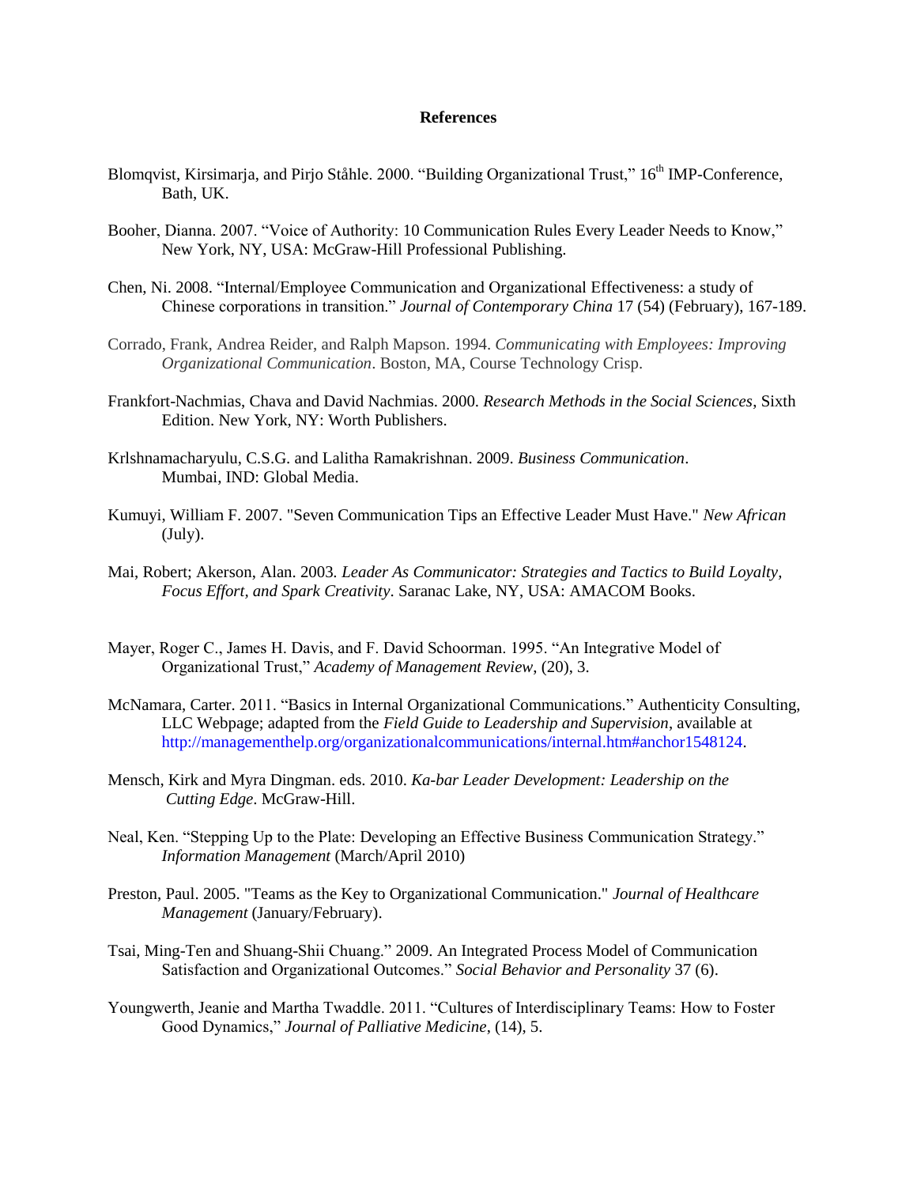**References**

Blomqvist, Kirsimarja, and Pirjo Ståhle. 2000. "Building Organizational Trust," 16th IMP-Conference, Bath, UK.

Booher, Dianna. 2007. "Voice of Authority: 10 Communication Rules Every Leader Needs to Know," New York, NY, USA: McGraw-Hill Professional Publishing.

Chen, Ni. 2008. "Internal/Employee Communication and Organizational Effectiveness: a study of Chinese corporations in transition." *Journal of Contemporary China* 17 (54) (February), 167-189.

Corrado, Frank, Andrea Reider, and Ralph Mapson. 1994. *Communicating with Employees: Improving Organizational Communication*. Boston, MA, Course Technology Crisp.

Frankfort-Nachmias, Chava and David Nachmias. 2000. *Research Methods in the Social Sciences*, Sixth Edition. New York, NY: Worth Publishers.

Krlshnamacharyulu, C.S.G. and Lalitha Ramakrishnan. 2009. *Business Communication*. Mumbai, IND: Global Media.

Kumuyi, William F. 2007. "Seven Communication Tips an Effective Leader Must Have." *New African* (July).

Mai, Robert; Akerson, Alan. 2003. *Leader As Communicator: Strategies and Tactics to Build Loyalty, Focus Effort, and Spark Creativity*. Saranac Lake, NY, USA: AMACOM Books.

Mayer, Roger C., James H. Davis, and F. David Schoorman. 1995. "An Integrative Model of Organizational Trust," *Academy of Management Review*, (20), 3.

McNamara, Carter. 2011. "Basics in Internal Organizational Communications." Authenticity Consulting, LLC Webpage; adapted from the *Field Guide to Leadership and Supervision*, available at http://managementhelp.org/organizationalcommunications/internal.htm#anchor1548124.

Mensch, Kirk and Myra Dingman. eds. 2010. *Ka-bar Leader Development: Leadership on the Cutting Edge*. McGraw-Hill.

Neal, Ken. "Stepping Up to the Plate: Developing an Effective Business Communication Strategy." *Information Management* (March/April 2010)

Preston, Paul. 2005. "Teams as the Key to Organizational Communication." *Journal of Healthcare Management* (January/February).

Tsai, Ming-Ten and Shuang-Shii Chuang." 2009. An Integrated Process Model of Communication Satisfaction and Organizational Outcomes." *Social Behavior and Personality* 37 (6).

Youngwerth, Jeanie and Martha Twaddle. 2011. "Cultures of Interdisciplinary Teams: How to Foster Good Dynamics," *Journal of Palliative Medicine*, (14), 5.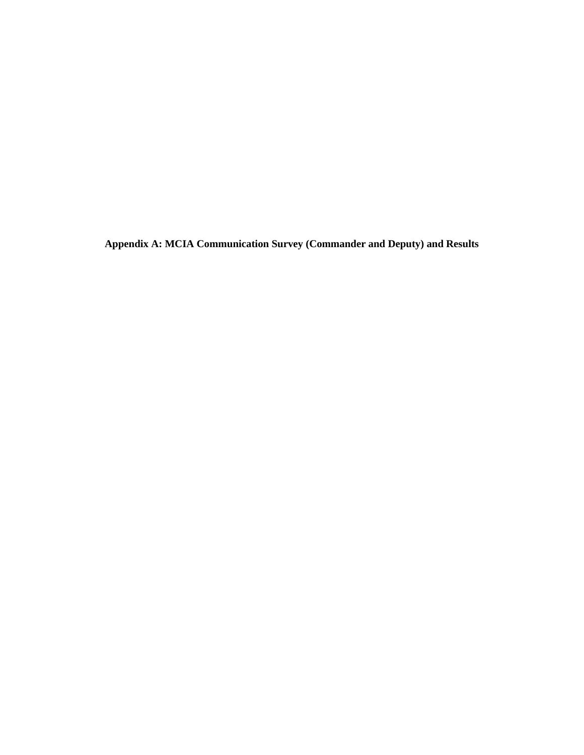# Appendix A: MCIA Communication Survey (Commander and Deputy) and Results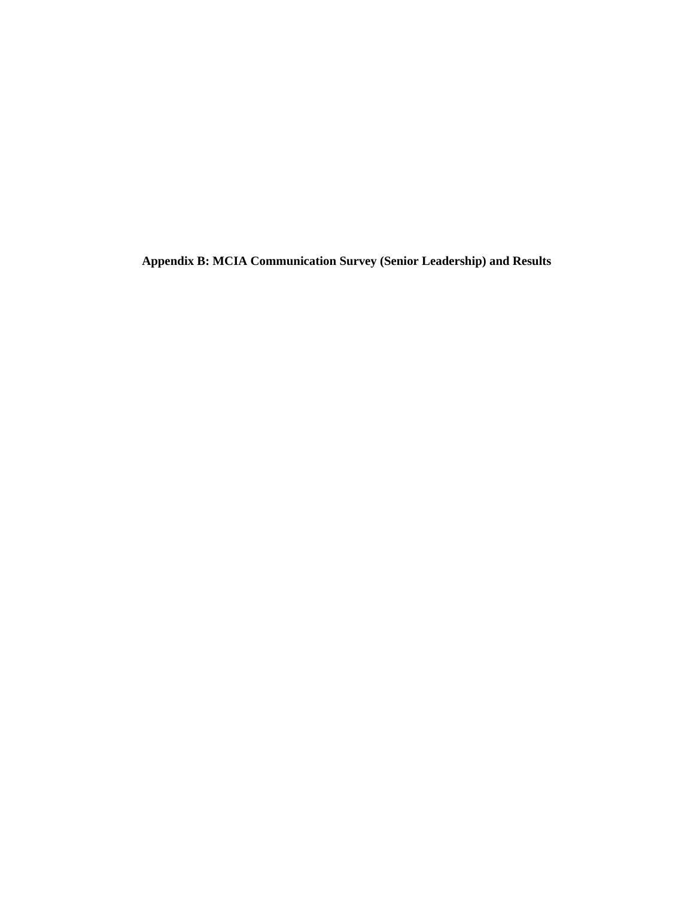# Appendix B: MCIA Communication Survey (Senior Leadership) and Results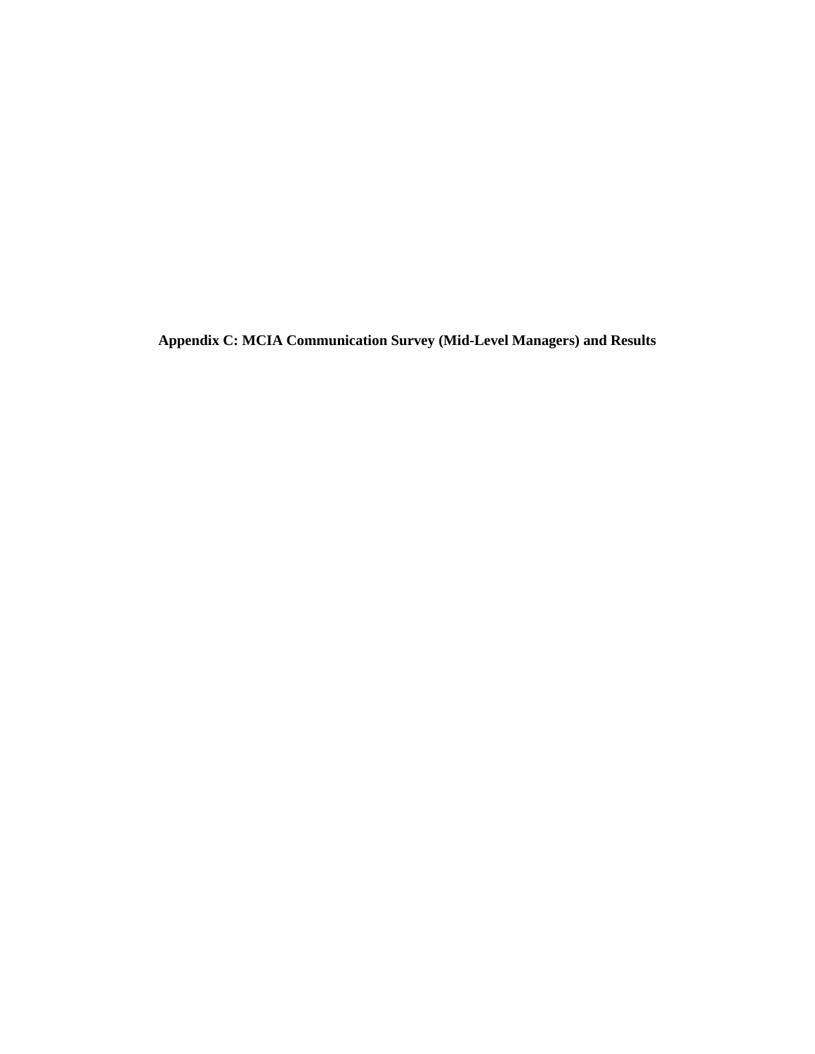**Appendix C: MCIA Communication Survey (Mid-Level Managers) and Results**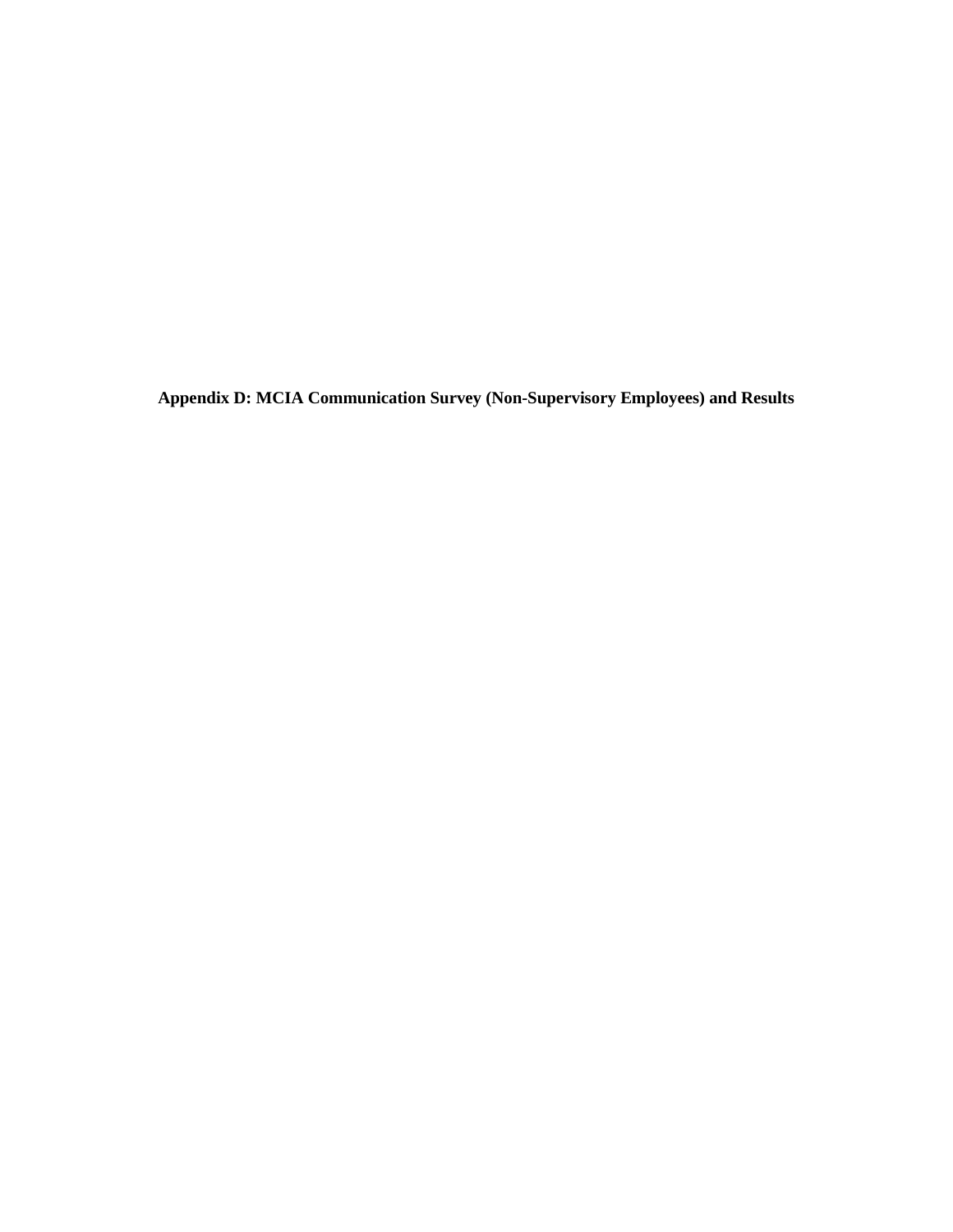**Appendix D: MCIA Communication Survey (Non-Supervisory Employees) and Results**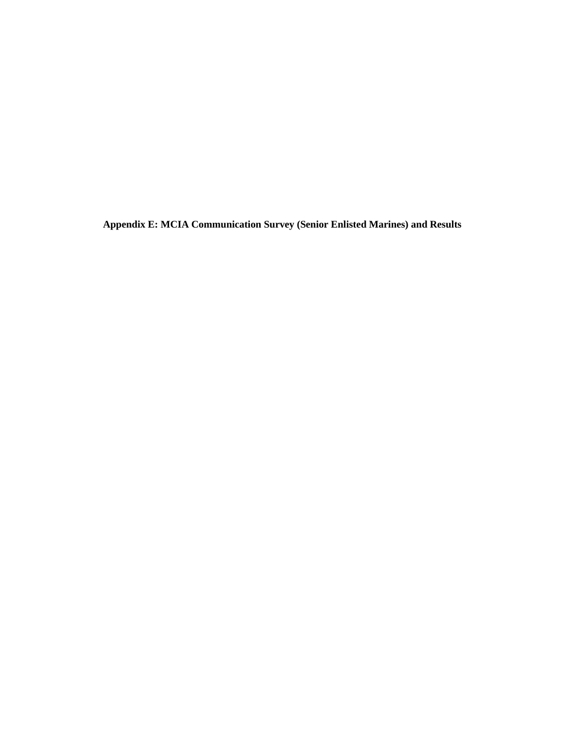**Appendix E: MCIA Communication Survey (Senior Enlisted Marines) and Results**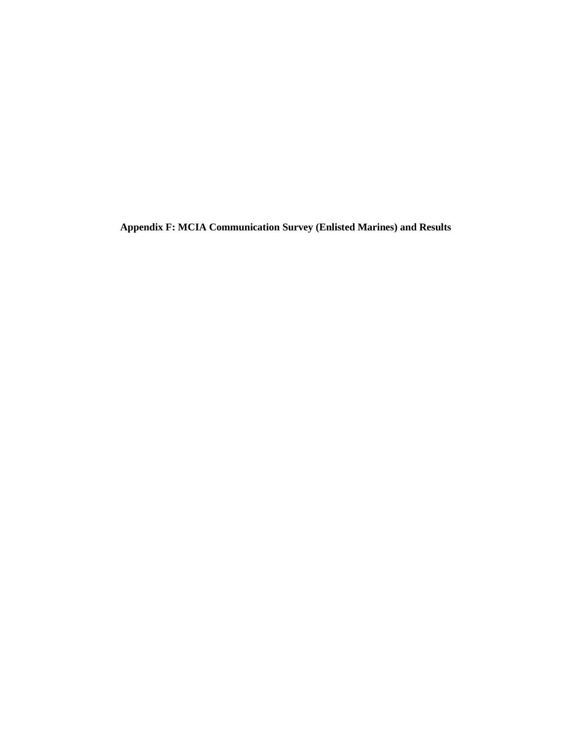**Appendix F: MCIA Communication Survey (Enlisted Marines) and Results**